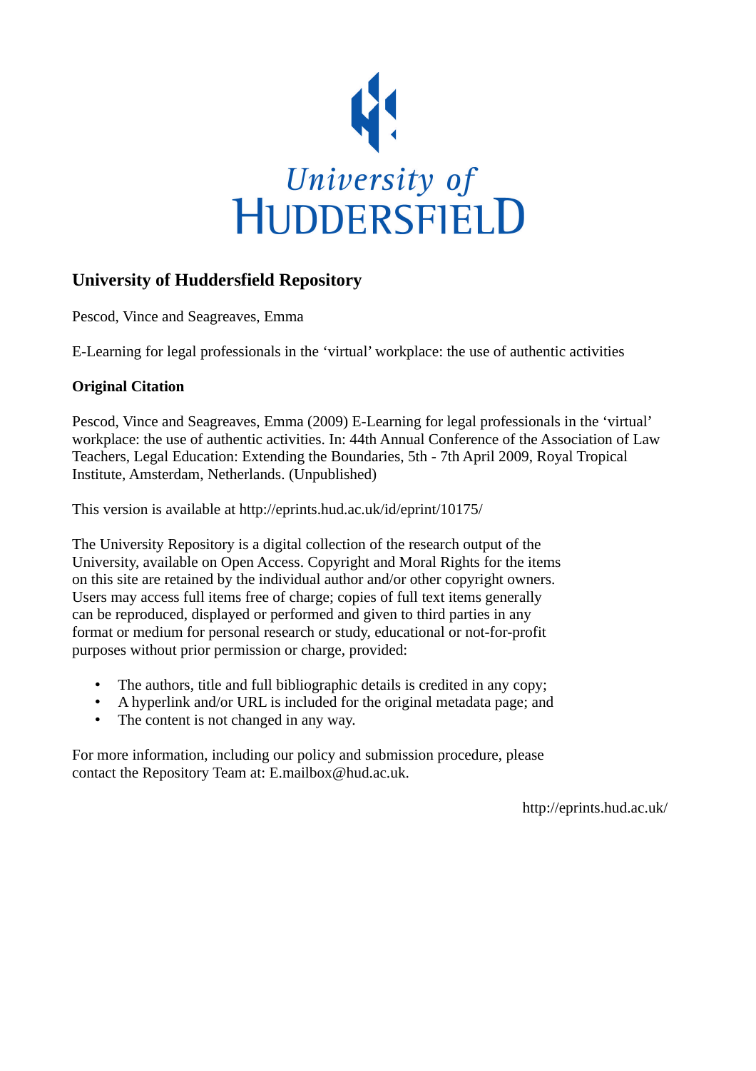University of
HUDDERSFIELD

## University of Huddersfield Repository

Pescod, Vince and Seagreaves, Emma

E-Learning for legal professionals in the 'virtual' workplace: the use of authentic activities

### Original Citation

Pescod, Vince and Seagreaves, Emma (2009) E-Learning for legal professionals in the 'virtual' workplace: the use of authentic activities. In: 44th Annual Conference of the Association of Law Teachers, Legal Education: Extending the Boundaries, 5th - 7th April 2009, Royal Tropical Institute, Amsterdam, Netherlands. (Unpublished)

This version is available at http://eprints.hud.ac.uk/id/eprint/10175/

The University Repository is a digital collection of the research output of the University, available on Open Access. Copyright and Moral Rights for the items on this site are retained by the individual author and/or other copyright owners. Users may access full items free of charge; copies of full text items generally can be reproduced, displayed or performed and given to third parties in any format or medium for personal research or study, educational or not-for-profit purposes without prior permission or charge, provided:

- The authors, title and full bibliographic details is credited in any copy;
- A hyperlink and/or URL is included for the original metadata page; and
- The content is not changed in any way.

For more information, including our policy and submission procedure, please contact the Repository Team at: E.mailbox@hud.ac.uk.

http://eprints.hud.ac.uk/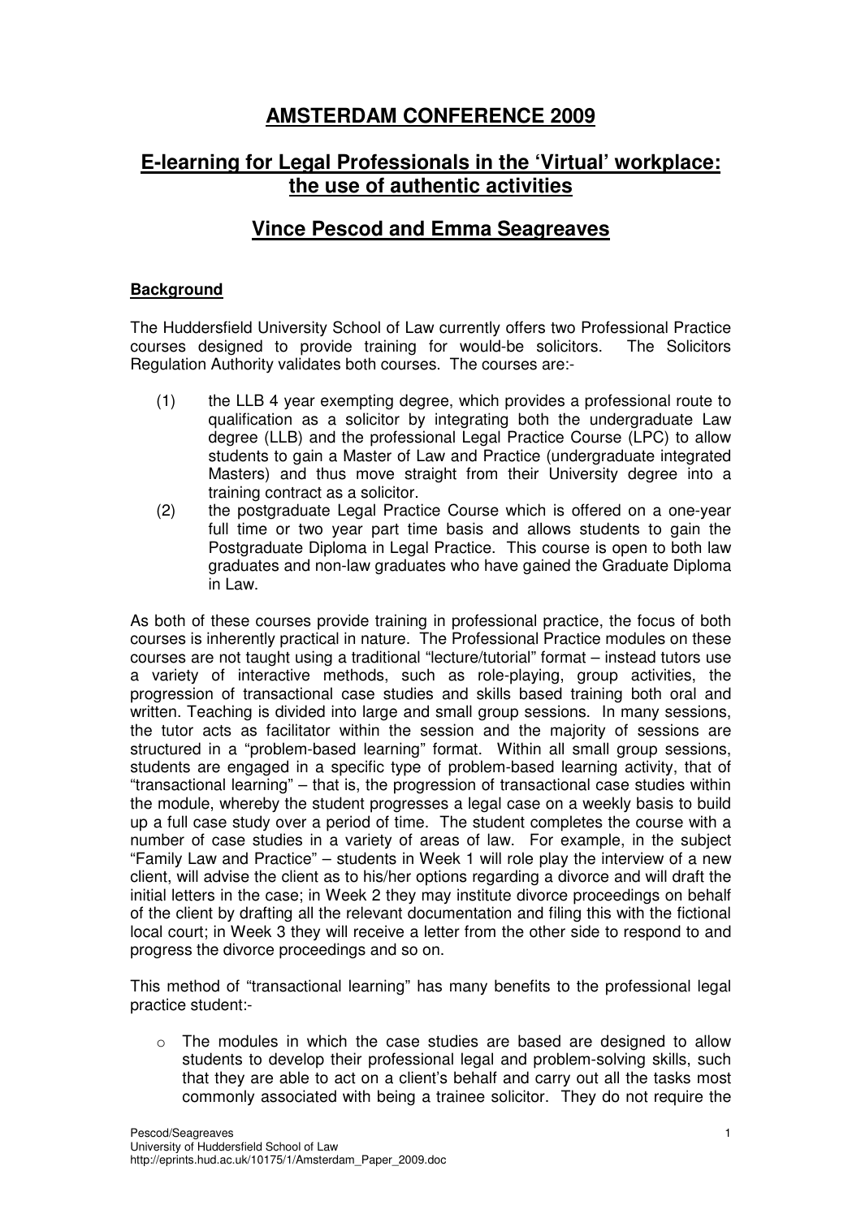# AMSTERDAM CONFERENCE 2009

## E-learning for Legal Professionals in the 'Virtual' workplace: the use of authentic activities

## Vince Pescod and Emma Seagreaves

### Background

The Huddersfield University School of Law currently offers two Professional Practice courses designed to provide training for would-be solicitors. The Solicitors Regulation Authority validates both courses. The courses are:-

(1) the LLB 4 year exempting degree, which provides a professional route to qualification as a solicitor by integrating both the undergraduate Law degree (LLB) and the professional Legal Practice Course (LPC) to allow students to gain a Master of Law and Practice (undergraduate integrated Masters) and thus move straight from their University degree into a training contract as a solicitor.

(2) the postgraduate Legal Practice Course which is offered on a one-year full time or two year part time basis and allows students to gain the Postgraduate Diploma in Legal Practice. This course is open to both law graduates and non-law graduates who have gained the Graduate Diploma in Law.

As both of these courses provide training in professional practice, the focus of both courses is inherently practical in nature. The Professional Practice modules on these courses are not taught using a traditional "lecture/tutorial" format – instead tutors use a variety of interactive methods, such as role-playing, group activities, the progression of transactional case studies and skills based training both oral and written. Teaching is divided into large and small group sessions. In many sessions, the tutor acts as facilitator within the session and the majority of sessions are structured in a "problem-based learning" format. Within all small group sessions, students are engaged in a specific type of problem-based learning activity, that of "transactional learning" – that is, the progression of transactional case studies within the module, whereby the student progresses a legal case on a weekly basis to build up a full case study over a period of time. The student completes the course with a number of case studies in a variety of areas of law. For example, in the subject "Family Law and Practice" – students in Week 1 will role play the interview of a new client, will advise the client as to his/her options regarding a divorce and will draft the initial letters in the case; in Week 2 they may institute divorce proceedings on behalf of the client by drafting all the relevant documentation and filing this with the fictional local court; in Week 3 they will receive a letter from the other side to respond to and progress the divorce proceedings and so on.

This method of "transactional learning" has many benefits to the professional legal practice student:-

- The modules in which the case studies are based are designed to allow students to develop their professional legal and problem-solving skills, such that they are able to act on a client's behalf and carry out all the tasks most commonly associated with being a trainee solicitor. They do not require the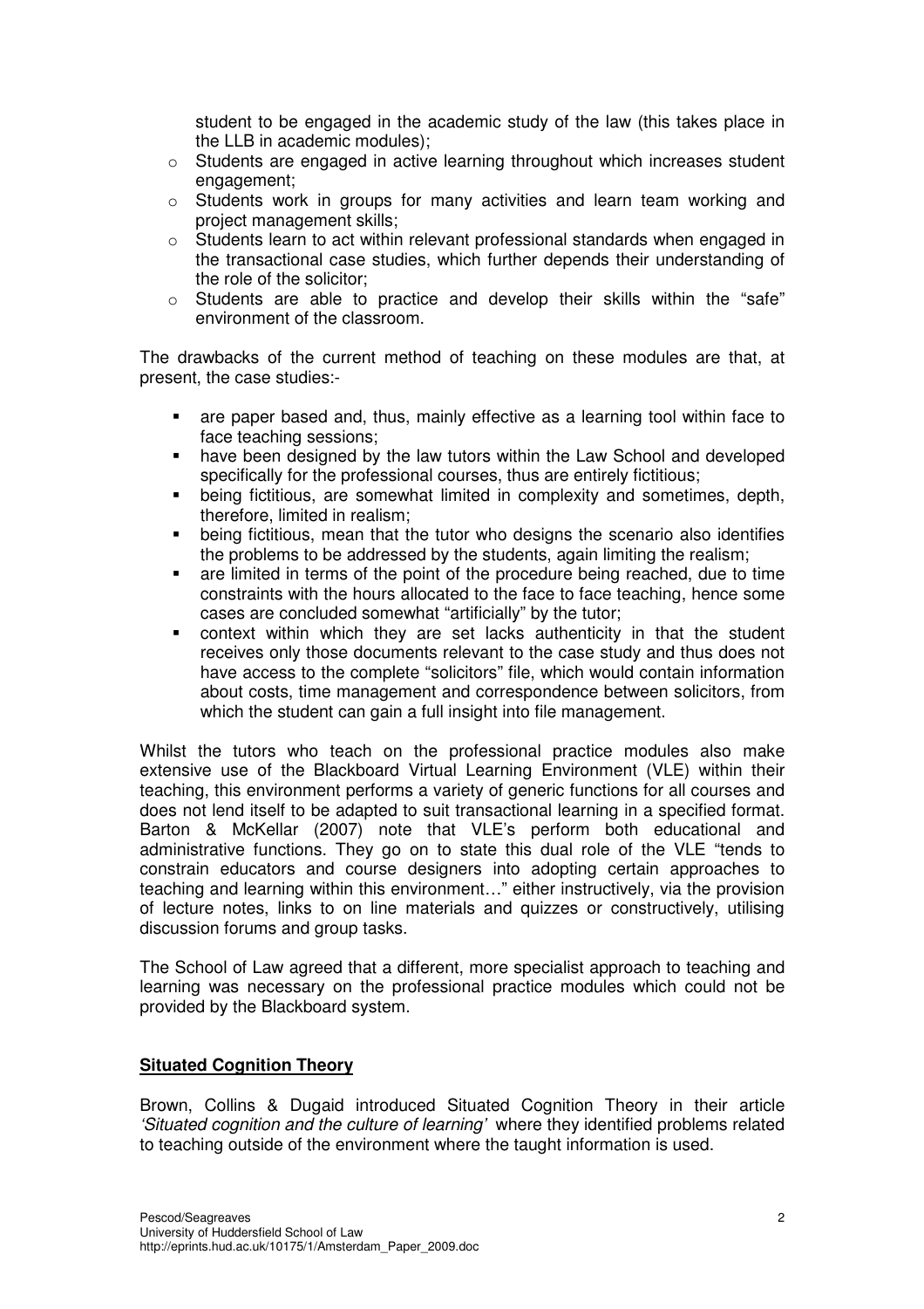student to be engaged in the academic study of the law (this takes place in the LLB in academic modules);

- Students are engaged in active learning throughout which increases student engagement;
- Students work in groups for many activities and learn team working and project management skills;
- Students learn to act within relevant professional standards when engaged in the transactional case studies, which further depends their understanding of the role of the solicitor;
- Students are able to practice and develop their skills within the "safe" environment of the classroom.

The drawbacks of the current method of teaching on these modules are that, at present, the case studies:-

- are paper based and, thus, mainly effective as a learning tool within face to face teaching sessions;
- have been designed by the law tutors within the Law School and developed specifically for the professional courses, thus are entirely fictitious;
- being fictitious, are somewhat limited in complexity and sometimes, depth, therefore, limited in realism;
- being fictitious, mean that the tutor who designs the scenario also identifies the problems to be addressed by the students, again limiting the realism;
- are limited in terms of the point of the procedure being reached, due to time constraints with the hours allocated to the face to face teaching, hence some cases are concluded somewhat "artificially" by the tutor;
- context within which they are set lacks authenticity in that the student receives only those documents relevant to the case study and thus does not have access to the complete "solicitors" file, which would contain information about costs, time management and correspondence between solicitors, from which the student can gain a full insight into file management.

Whilst the tutors who teach on the professional practice modules also make extensive use of the Blackboard Virtual Learning Environment (VLE) within their teaching, this environment performs a variety of generic functions for all courses and does not lend itself to be adapted to suit transactional learning in a specified format. Barton & McKellar (2007) note that VLE's perform both educational and administrative functions. They go on to state this dual role of the VLE "tends to constrain educators and course designers into adopting certain approaches to teaching and learning within this environment…" either instructively, via the provision of lecture notes, links to on line materials and quizzes or constructively, utilising discussion forums and group tasks.

The School of Law agreed that a different, more specialist approach to teaching and learning was necessary on the professional practice modules which could not be provided by the Blackboard system.

## Situated Cognition Theory

Brown, Collins & Dugaid introduced Situated Cognition Theory in their article *'Situated cognition and the culture of learning'* where they identified problems related to teaching outside of the environment where the taught information is used.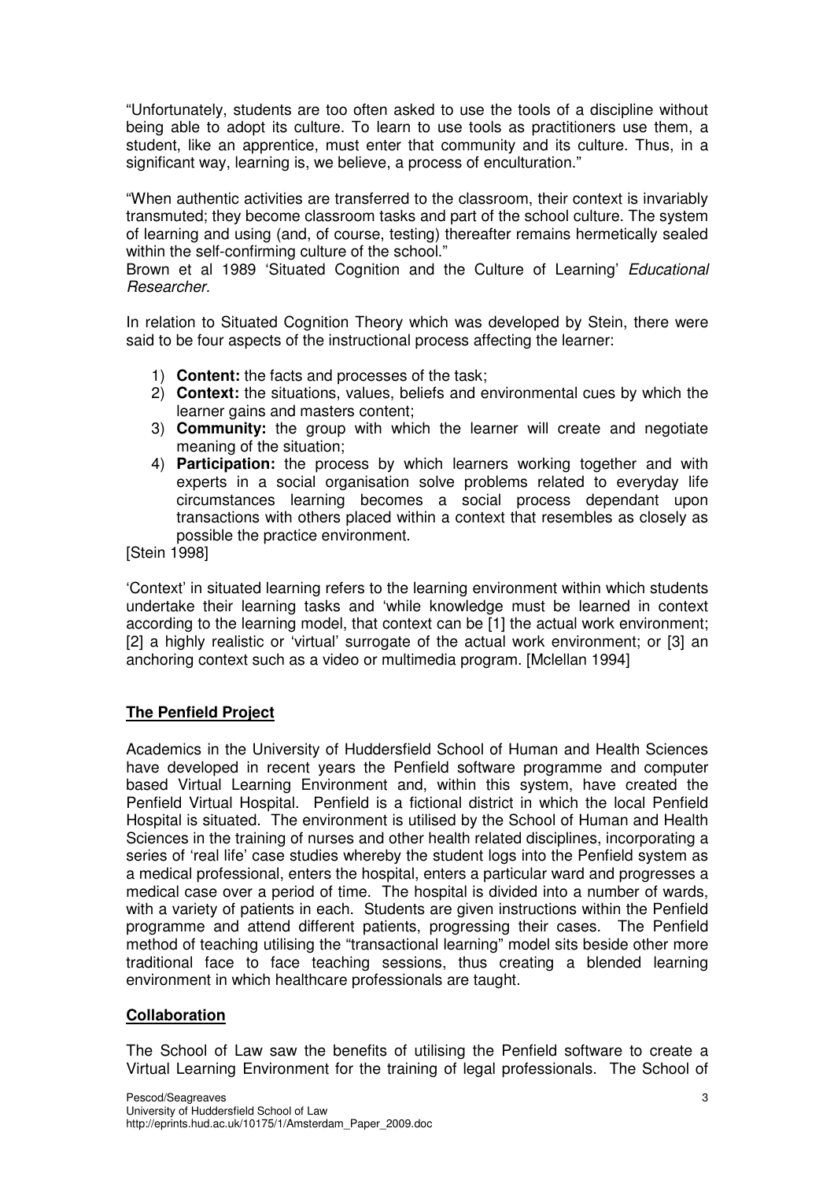"Unfortunately, students are too often asked to use the tools of a discipline without being able to adopt its culture. To learn to use tools as practitioners use them, a student, like an apprentice, must enter that community and its culture. Thus, in a significant way, learning is, we believe, a process of enculturation."

"When authentic activities are transferred to the classroom, their context is invariably transmuted; they become classroom tasks and part of the school culture. The system of learning and using (and, of course, testing) thereafter remains hermetically sealed within the self-confirming culture of the school."

Brown et al 1989 'Situated Cognition and the Culture of Learning' *Educational Researcher.*

In relation to Situated Cognition Theory which was developed by Stein, there were said to be four aspects of the instructional process affecting the learner:

1) **Content:** the facts and processes of the task;
2) **Context:** the situations, values, beliefs and environmental cues by which the learner gains and masters content;
3) **Community:** the group with which the learner will create and negotiate meaning of the situation;
4) **Participation:** the process by which learners working together and with experts in a social organisation solve problems related to everyday life circumstances learning becomes a social process dependant upon transactions with others placed within a context that resembles as closely as possible the practice environment.

[Stein 1998]

'Context' in situated learning refers to the learning environment within which students undertake their learning tasks and 'while knowledge must be learned in context according to the learning model, that context can be [1] the actual work environment; [2] a highly realistic or 'virtual' surrogate of the actual work environment; or [3] an anchoring context such as a video or multimedia program. [Mclellan 1994]

## **The Penfield Project**

Academics in the University of Huddersfield School of Human and Health Sciences have developed in recent years the Penfield software programme and computer based Virtual Learning Environment and, within this system, have created the Penfield Virtual Hospital. Penfield is a fictional district in which the local Penfield Hospital is situated. The environment is utilised by the School of Human and Health Sciences in the training of nurses and other health related disciplines, incorporating a series of 'real life' case studies whereby the student logs into the Penfield system as a medical professional, enters the hospital, enters a particular ward and progresses a medical case over a period of time. The hospital is divided into a number of wards, with a variety of patients in each. Students are given instructions within the Penfield programme and attend different patients, progressing their cases. The Penfield method of teaching utilising the "transactional learning" model sits beside other more traditional face to face teaching sessions, thus creating a blended learning environment in which healthcare professionals are taught.

## **Collaboration**

The School of Law saw the benefits of utilising the Penfield software to create a Virtual Learning Environment for the training of legal professionals. The School of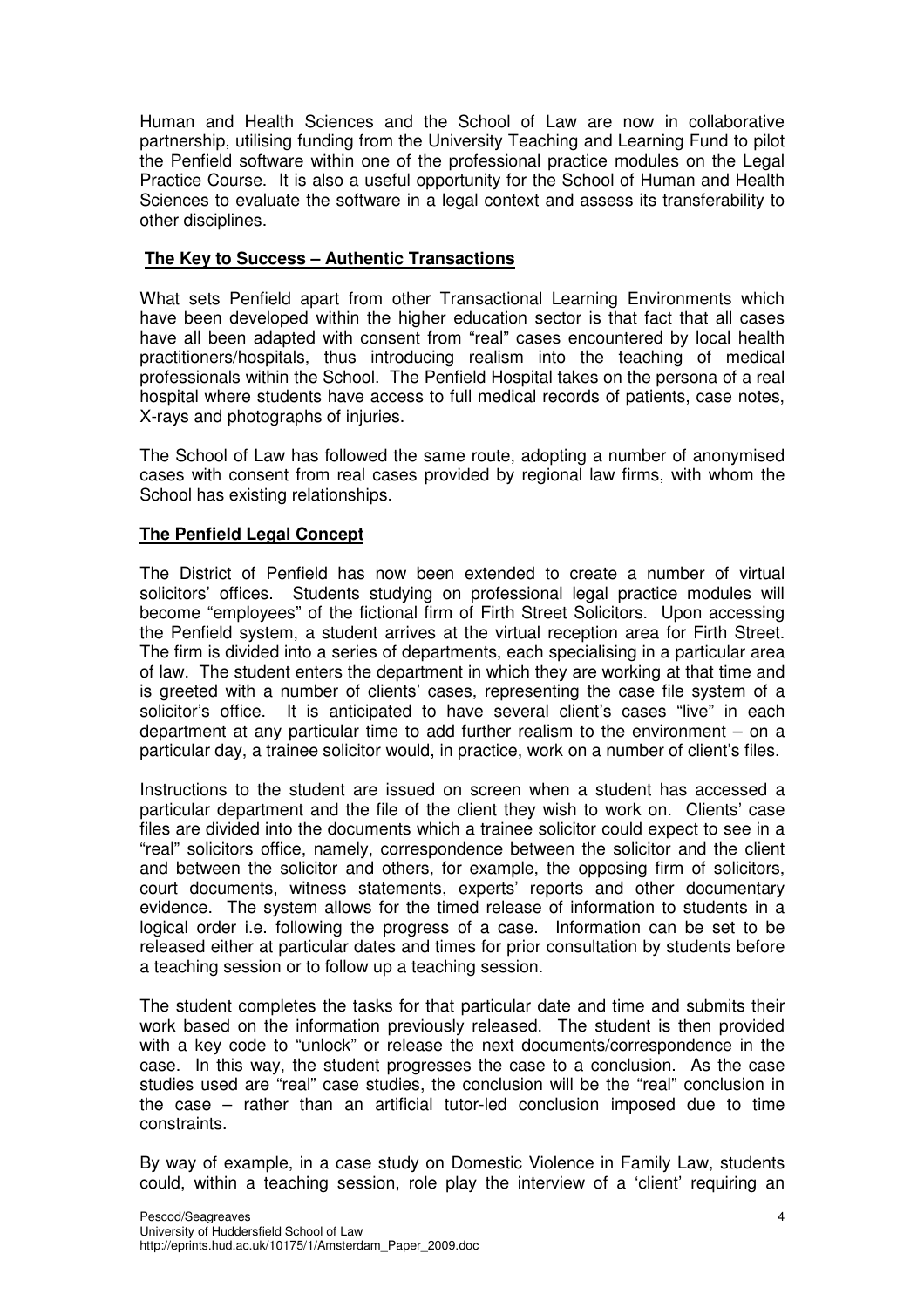Human and Health Sciences and the School of Law are now in collaborative partnership, utilising funding from the University Teaching and Learning Fund to pilot the Penfield software within one of the professional practice modules on the Legal Practice Course. It is also a useful opportunity for the School of Human and Health Sciences to evaluate the software in a legal context and assess its transferability to other disciplines.

## The Key to Success – Authentic Transactions

What sets Penfield apart from other Transactional Learning Environments which have been developed within the higher education sector is that fact that all cases have all been adapted with consent from "real" cases encountered by local health practitioners/hospitals, thus introducing realism into the teaching of medical professionals within the School. The Penfield Hospital takes on the persona of a real hospital where students have access to full medical records of patients, case notes, X-rays and photographs of injuries.

The School of Law has followed the same route, adopting a number of anonymised cases with consent from real cases provided by regional law firms, with whom the School has existing relationships.

## The Penfield Legal Concept

The District of Penfield has now been extended to create a number of virtual solicitors' offices. Students studying on professional legal practice modules will become "employees" of the fictional firm of Firth Street Solicitors. Upon accessing the Penfield system, a student arrives at the virtual reception area for Firth Street. The firm is divided into a series of departments, each specialising in a particular area of law. The student enters the department in which they are working at that time and is greeted with a number of clients' cases, representing the case file system of a solicitor's office. It is anticipated to have several client's cases "live" in each department at any particular time to add further realism to the environment – on a particular day, a trainee solicitor would, in practice, work on a number of client's files.

Instructions to the student are issued on screen when a student has accessed a particular department and the file of the client they wish to work on. Clients' case files are divided into the documents which a trainee solicitor could expect to see in a "real" solicitors office, namely, correspondence between the solicitor and the client and between the solicitor and others, for example, the opposing firm of solicitors, court documents, witness statements, experts' reports and other documentary evidence. The system allows for the timed release of information to students in a logical order i.e. following the progress of a case. Information can be set to be released either at particular dates and times for prior consultation by students before a teaching session or to follow up a teaching session.

The student completes the tasks for that particular date and time and submits their work based on the information previously released. The student is then provided with a key code to "unlock" or release the next documents/correspondence in the case. In this way, the student progresses the case to a conclusion. As the case studies used are "real" case studies, the conclusion will be the "real" conclusion in the case – rather than an artificial tutor-led conclusion imposed due to time constraints.

By way of example, in a case study on Domestic Violence in Family Law, students could, within a teaching session, role play the interview of a 'client' requiring an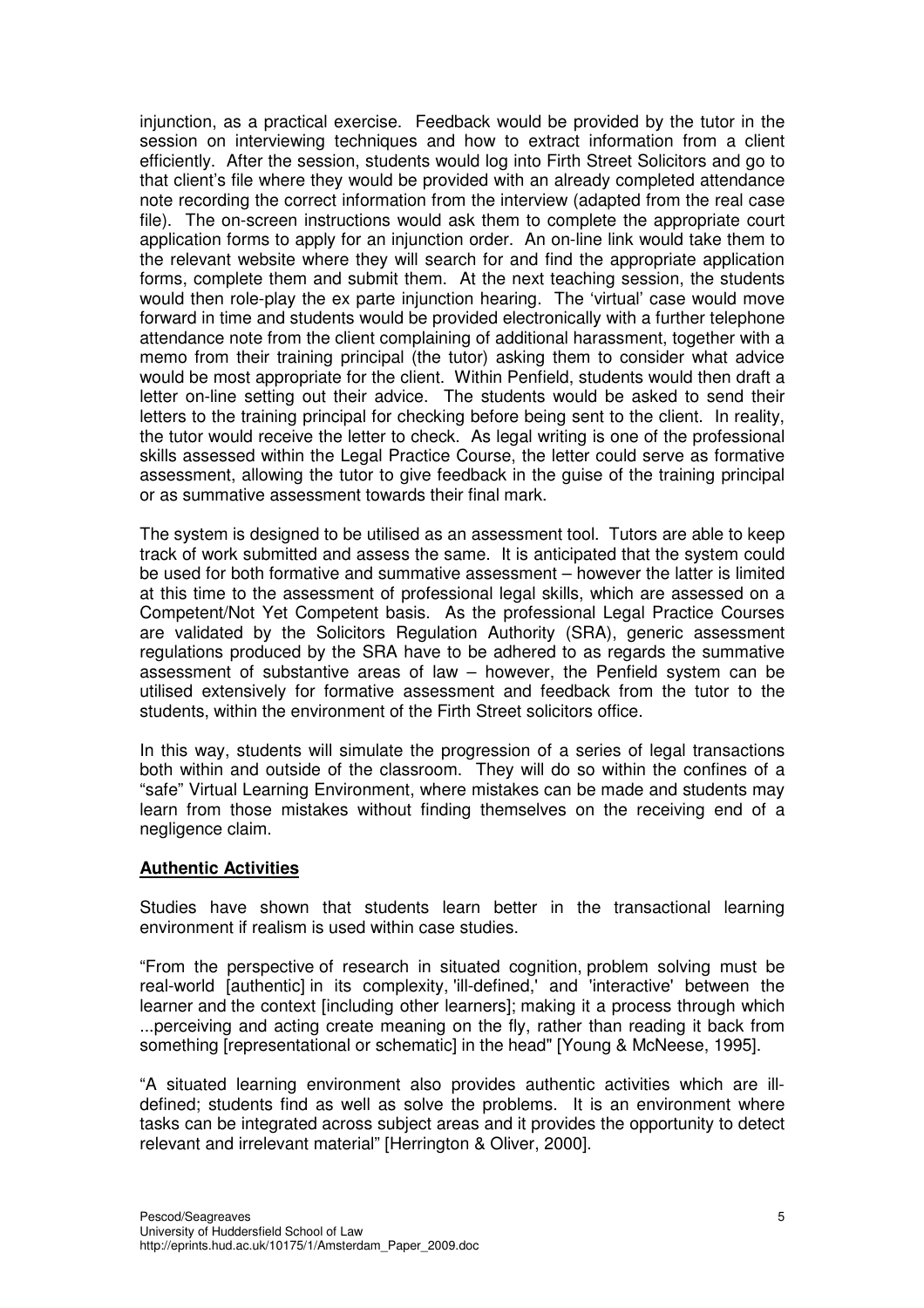injunction, as a practical exercise. Feedback would be provided by the tutor in the session on interviewing techniques and how to extract information from a client efficiently. After the session, students would log into Firth Street Solicitors and go to that client's file where they would be provided with an already completed attendance note recording the correct information from the interview (adapted from the real case file). The on-screen instructions would ask them to complete the appropriate court application forms to apply for an injunction order. An on-line link would take them to the relevant website where they will search for and find the appropriate application forms, complete them and submit them. At the next teaching session, the students would then role-play the ex parte injunction hearing. The 'virtual' case would move forward in time and students would be provided electronically with a further telephone attendance note from the client complaining of additional harassment, together with a memo from their training principal (the tutor) asking them to consider what advice would be most appropriate for the client. Within Penfield, students would then draft a letter on-line setting out their advice. The students would be asked to send their letters to the training principal for checking before being sent to the client. In reality, the tutor would receive the letter to check. As legal writing is one of the professional skills assessed within the Legal Practice Course, the letter could serve as formative assessment, allowing the tutor to give feedback in the guise of the training principal or as summative assessment towards their final mark.

The system is designed to be utilised as an assessment tool. Tutors are able to keep track of work submitted and assess the same. It is anticipated that the system could be used for both formative and summative assessment – however the latter is limited at this time to the assessment of professional legal skills, which are assessed on a Competent/Not Yet Competent basis. As the professional Legal Practice Courses are validated by the Solicitors Regulation Authority (SRA), generic assessment regulations produced by the SRA have to be adhered to as regards the summative assessment of substantive areas of law – however, the Penfield system can be utilised extensively for formative assessment and feedback from the tutor to the students, within the environment of the Firth Street solicitors office.

In this way, students will simulate the progression of a series of legal transactions both within and outside of the classroom. They will do so within the confines of a "safe" Virtual Learning Environment, where mistakes can be made and students may learn from those mistakes without finding themselves on the receiving end of a negligence claim.

## Authentic Activities

Studies have shown that students learn better in the transactional learning environment if realism is used within case studies.

"From the perspective of research in situated cognition, problem solving must be real-world [authentic] in its complexity, 'ill-defined,' and 'interactive' between the learner and the context [including other learners]; making it a process through which ...perceiving and acting create meaning on the fly, rather than reading it back from something [representational or schematic] in the head" [Young & McNeese, 1995].

"A situated learning environment also provides authentic activities which are ill-defined; students find as well as solve the problems. It is an environment where tasks can be integrated across subject areas and it provides the opportunity to detect relevant and irrelevant material" [Herrington & Oliver, 2000].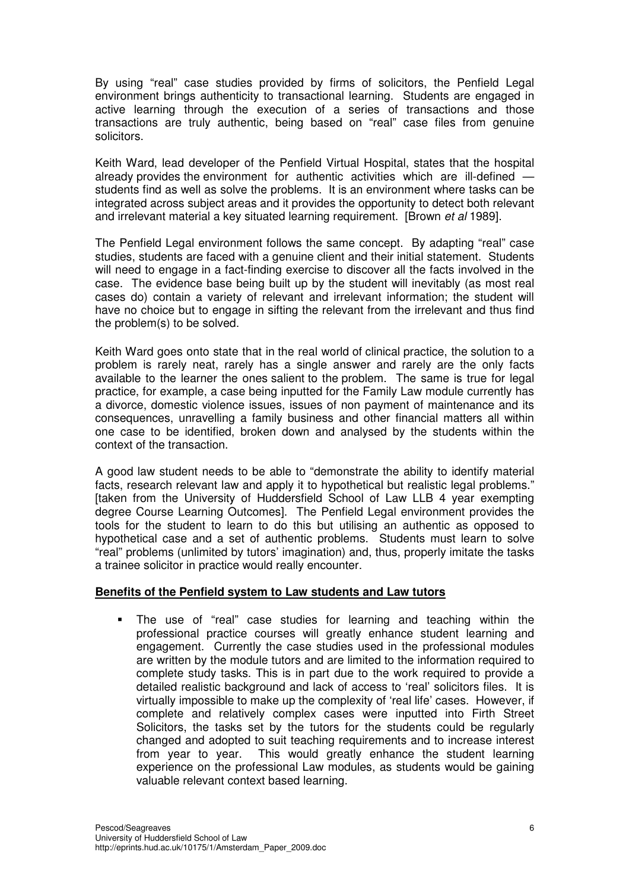By using "real" case studies provided by firms of solicitors, the Penfield Legal environment brings authenticity to transactional learning. Students are engaged in active learning through the execution of a series of transactions and those transactions are truly authentic, being based on "real" case files from genuine solicitors.

Keith Ward, lead developer of the Penfield Virtual Hospital, states that the hospital already provides the environment for authentic activities which are ill-defined — students find as well as solve the problems. It is an environment where tasks can be integrated across subject areas and it provides the opportunity to detect both relevant and irrelevant material a key situated learning requirement. [Brown *et al* 1989].

The Penfield Legal environment follows the same concept. By adapting "real" case studies, students are faced with a genuine client and their initial statement. Students will need to engage in a fact-finding exercise to discover all the facts involved in the case. The evidence base being built up by the student will inevitably (as most real cases do) contain a variety of relevant and irrelevant information; the student will have no choice but to engage in sifting the relevant from the irrelevant and thus find the problem(s) to be solved.

Keith Ward goes onto state that in the real world of clinical practice, the solution to a problem is rarely neat, rarely has a single answer and rarely are the only facts available to the learner the ones salient to the problem. The same is true for legal practice, for example, a case being inputted for the Family Law module currently has a divorce, domestic violence issues, issues of non payment of maintenance and its consequences, unravelling a family business and other financial matters all within one case to be identified, broken down and analysed by the students within the context of the transaction.

A good law student needs to be able to "demonstrate the ability to identify material facts, research relevant law and apply it to hypothetical but realistic legal problems." [taken from the University of Huddersfield School of Law LLB 4 year exempting degree Course Learning Outcomes]. The Penfield Legal environment provides the tools for the student to learn to do this but utilising an authentic as opposed to hypothetical case and a set of authentic problems. Students must learn to solve "real" problems (unlimited by tutors' imagination) and, thus, properly imitate the tasks a trainee solicitor in practice would really encounter.

**Benefits of the Penfield system to Law students and Law tutors**

- The use of "real" case studies for learning and teaching within the professional practice courses will greatly enhance student learning and engagement. Currently the case studies used in the professional modules are written by the module tutors and are limited to the information required to complete study tasks. This is in part due to the work required to provide a detailed realistic background and lack of access to 'real' solicitors files. It is virtually impossible to make up the complexity of 'real life' cases. However, if complete and relatively complex cases were inputted into Firth Street Solicitors, the tasks set by the tutors for the students could be regularly changed and adopted to suit teaching requirements and to increase interest from year to year. This would greatly enhance the student learning experience on the professional Law modules, as students would be gaining valuable relevant context based learning.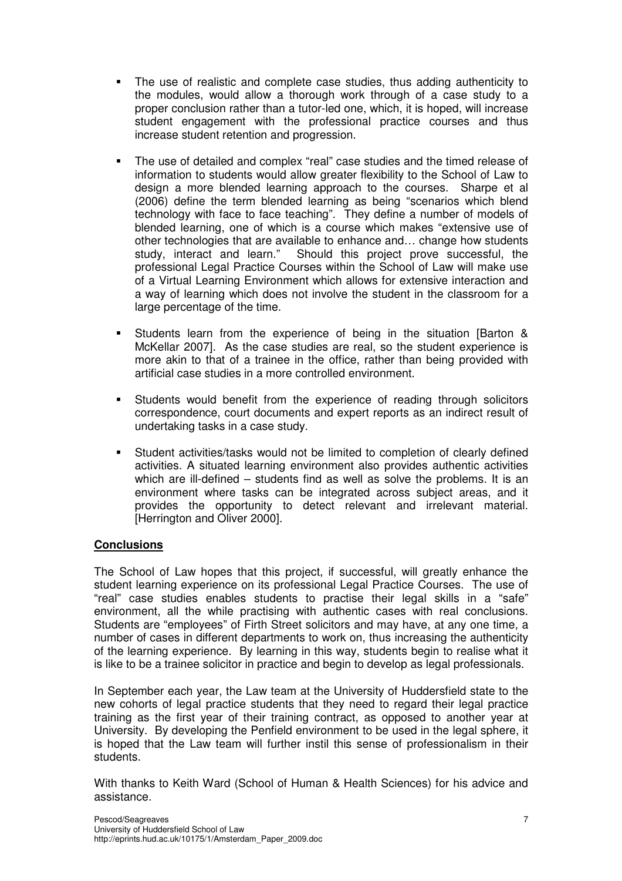- The use of realistic and complete case studies, thus adding authenticity to the modules, would allow a thorough work through of a case study to a proper conclusion rather than a tutor-led one, which, it is hoped, will increase student engagement with the professional practice courses and thus increase student retention and progression.

- The use of detailed and complex "real" case studies and the timed release of information to students would allow greater flexibility to the School of Law to design a more blended learning approach to the courses. Sharpe et al (2006) define the term blended learning as being "scenarios which blend technology with face to face teaching". They define a number of models of blended learning, one of which is a course which makes "extensive use of other technologies that are available to enhance and… change how students study, interact and learn." Should this project prove successful, the professional Legal Practice Courses within the School of Law will make use of a Virtual Learning Environment which allows for extensive interaction and a way of learning which does not involve the student in the classroom for a large percentage of the time.

- Students learn from the experience of being in the situation [Barton & McKellar 2007]. As the case studies are real, so the student experience is more akin to that of a trainee in the office, rather than being provided with artificial case studies in a more controlled environment.

- Students would benefit from the experience of reading through solicitors correspondence, court documents and expert reports as an indirect result of undertaking tasks in a case study.

- Student activities/tasks would not be limited to completion of clearly defined activities. A situated learning environment also provides authentic activities which are ill-defined – students find as well as solve the problems. It is an environment where tasks can be integrated across subject areas, and it provides the opportunity to detect relevant and irrelevant material. [Herrington and Oliver 2000].

## Conclusions

The School of Law hopes that this project, if successful, will greatly enhance the student learning experience on its professional Legal Practice Courses. The use of "real" case studies enables students to practise their legal skills in a "safe" environment, all the while practising with authentic cases with real conclusions. Students are "employees" of Firth Street solicitors and may have, at any one time, a number of cases in different departments to work on, thus increasing the authenticity of the learning experience. By learning in this way, students begin to realise what it is like to be a trainee solicitor in practice and begin to develop as legal professionals.

In September each year, the Law team at the University of Huddersfield state to the new cohorts of legal practice students that they need to regard their legal practice training as the first year of their training contract, as opposed to another year at University. By developing the Penfield environment to be used in the legal sphere, it is hoped that the Law team will further instil this sense of professionalism in their students.

With thanks to Keith Ward (School of Human & Health Sciences) for his advice and assistance.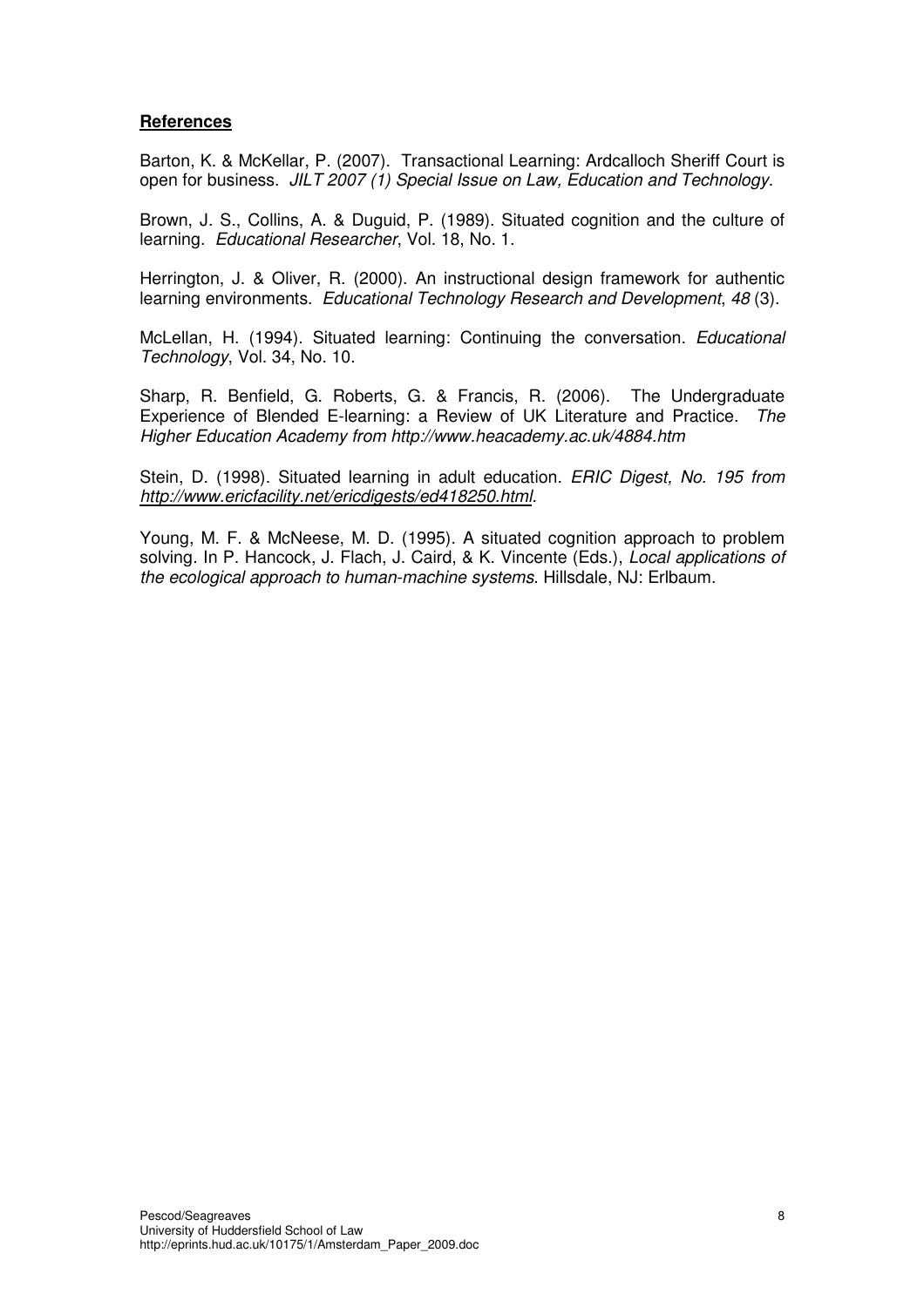## **References**

Barton, K. & McKellar, P. (2007). Transactional Learning: Ardcalloch Sheriff Court is open for business. *JILT 2007 (1) Special Issue on Law, Education and Technology.*

Brown, J. S., Collins, A. & Duguid, P. (1989). Situated cognition and the culture of learning. *Educational Researcher*, Vol. 18, No. 1.

Herrington, J. & Oliver, R. (2000). An instructional design framework for authentic learning environments. *Educational Technology Research and Development*, *48* (3).

McLellan, H. (1994). Situated learning: Continuing the conversation. *Educational Technology*, Vol. 34, No. 10.

Sharp, R. Benfield, G. Roberts, G. & Francis, R. (2006). The Undergraduate Experience of Blended E-learning: a Review of UK Literature and Practice. *The Higher Education Academy from http://www.heacademy.ac.uk/4884.htm*

Stein, D. (1998). Situated learning in adult education. *ERIC Digest, No. 195 from http://www.ericfacility.net/ericdigests/ed418250.html.*

Young, M. F. & McNeese, M. D. (1995). A situated cognition approach to problem solving. In P. Hancock, J. Flach, J. Caird, & K. Vincente (Eds.), *Local applications of the ecological approach to human-machine systems*. Hillsdale, NJ: Erlbaum.